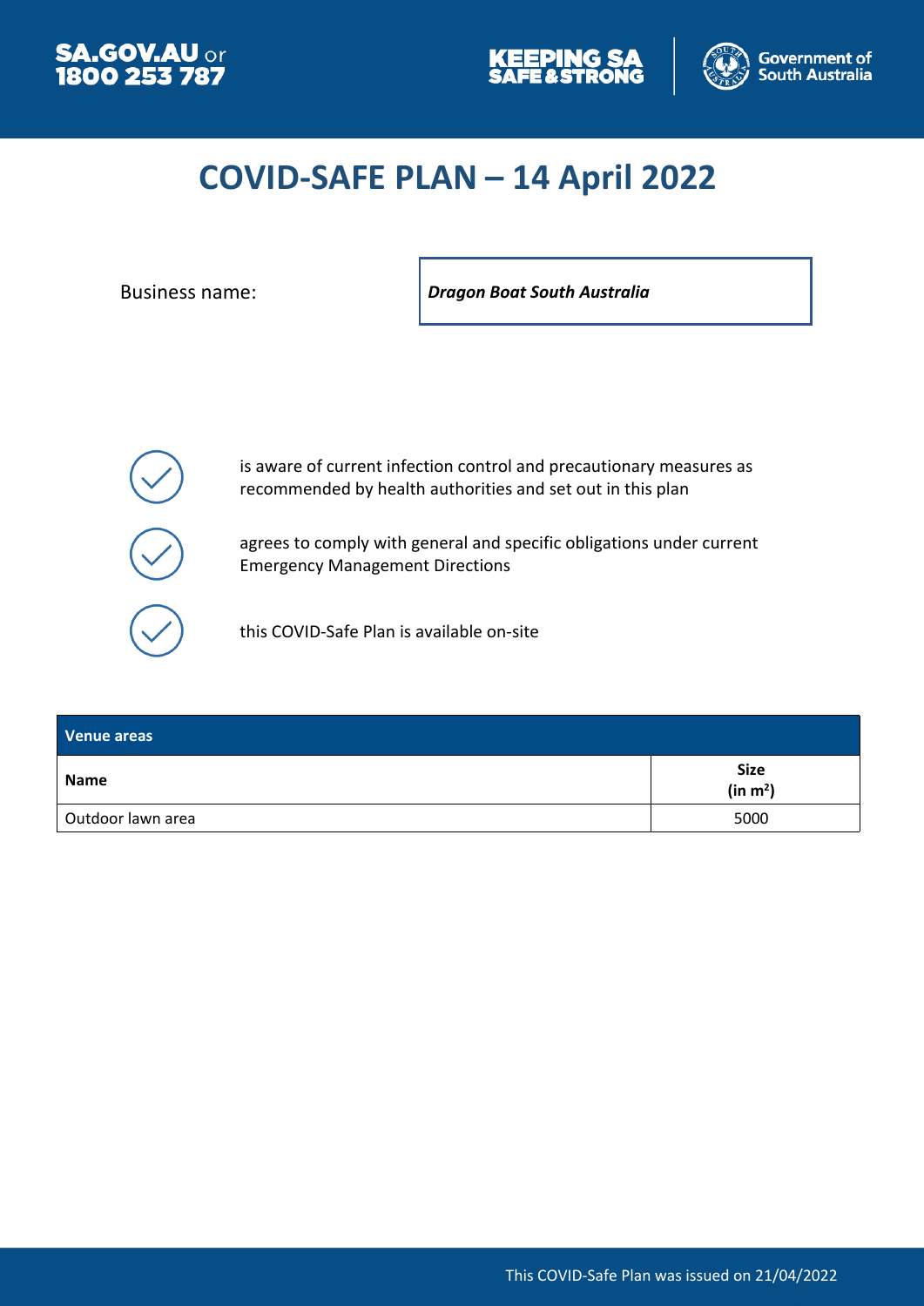SA.GOV.AU or 1800 253 787

KEEPING SA SAFE & STRONG

Government of South Australia

# COVID-SAFE PLAN – 14 April 2022

Business name: ***Dragon Boat South Australia***

- is aware of current infection control and precautionary measures as recommended by health authorities and set out in this plan
- agrees to comply with general and specific obligations under current Emergency Management Directions
- this COVID-Safe Plan is available on-site

| Venue areas | |
|---|---|
| **Name** | **Size (in $m^2$)** |
| Outdoor lawn area | 5000 |

This COVID-Safe Plan was issued on 21/04/2022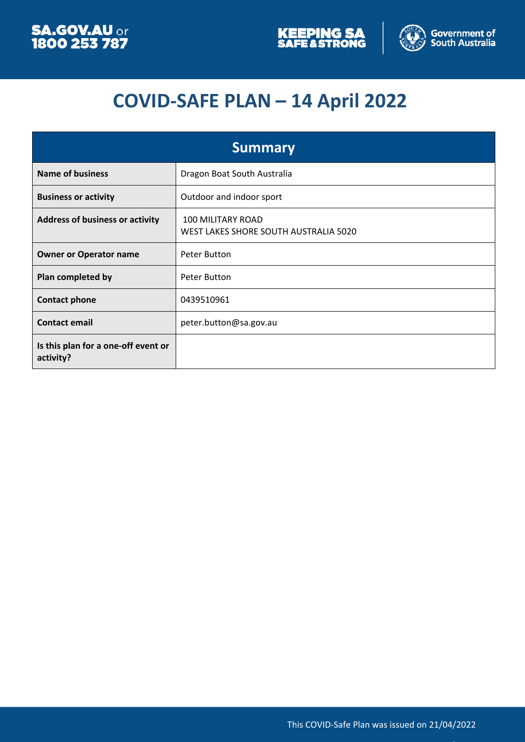# COVID-SAFE PLAN – 14 April 2022

| Summary | |
|---|---|
| **Name of business** | Dragon Boat South Australia |
| **Business or activity** | Outdoor and indoor sport |
| **Address of business or activity** | 100 MILITARY ROAD<br>WEST LAKES SHORE SOUTH AUSTRALIA 5020 |
| **Owner or Operator name** | Peter Button |
| **Plan completed by** | Peter Button |
| **Contact phone** | 0439510961 |
| **Contact email** | peter.button@sa.gov.au |
| **Is this plan for a one-off event or activity?** | |

This COVID-Safe Plan was issued on 21/04/2022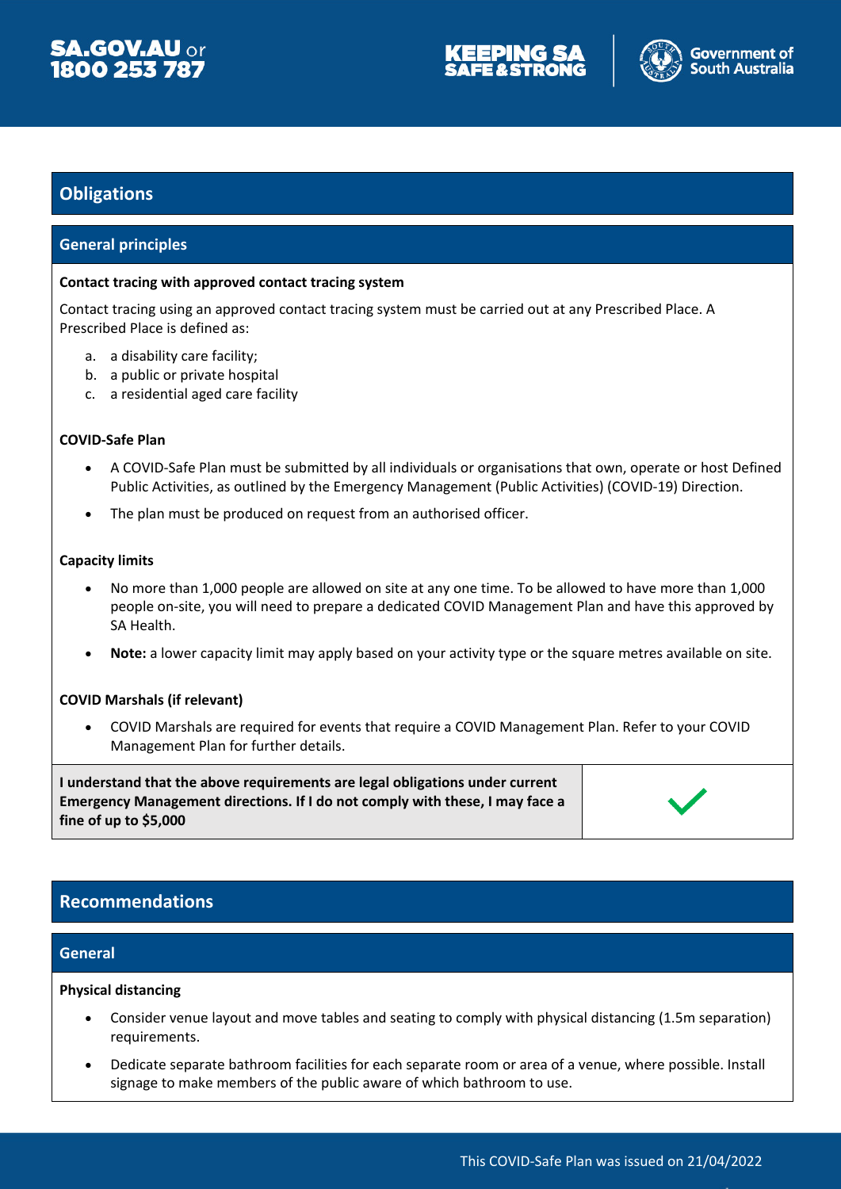## Obligations

### General principles

**Contact tracing with approved contact tracing system**

Contact tracing using an approved contact tracing system must be carried out at any Prescribed Place. A Prescribed Place is defined as:

a. a disability care facility;
b. a public or private hospital
c. a residential aged care facility

**COVID-Safe Plan**

- A COVID-Safe Plan must be submitted by all individuals or organisations that own, operate or host Defined Public Activities, as outlined by the Emergency Management (Public Activities) (COVID-19) Direction.
- The plan must be produced on request from an authorised officer.

**Capacity limits**

- No more than 1,000 people are allowed on site at any one time. To be allowed to have more than 1,000 people on-site, you will need to prepare a dedicated COVID Management Plan and have this approved by SA Health.
- **Note:** a lower capacity limit may apply based on your activity type or the square metres available on site.

**COVID Marshals (if relevant)**

- COVID Marshals are required for events that require a COVID Management Plan. Refer to your COVID Management Plan for further details.

| **I understand that the above requirements are legal obligations under current Emergency Management directions. If I do not comply with these, I may face a fine of up to $5,000** | ✓ |
|---|---|

## Recommendations

### General

**Physical distancing**

- Consider venue layout and move tables and seating to comply with physical distancing (1.5m separation) requirements.
- Dedicate separate bathroom facilities for each separate room or area of a venue, where possible. Install signage to make members of the public aware of which bathroom to use.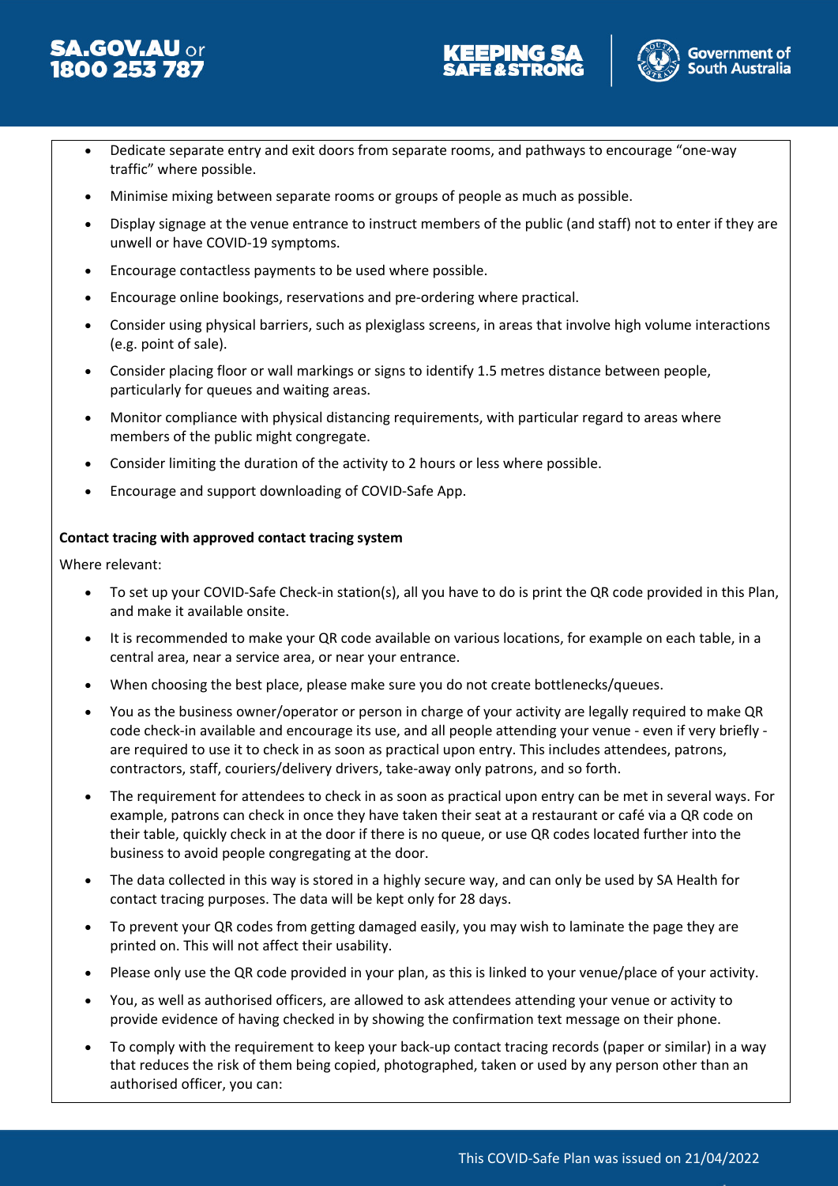- Dedicate separate entry and exit doors from separate rooms, and pathways to encourage "one-way traffic" where possible.
- Minimise mixing between separate rooms or groups of people as much as possible.
- Display signage at the venue entrance to instruct members of the public (and staff) not to enter if they are unwell or have COVID-19 symptoms.
- Encourage contactless payments to be used where possible.
- Encourage online bookings, reservations and pre-ordering where practical.
- Consider using physical barriers, such as plexiglass screens, in areas that involve high volume interactions (e.g. point of sale).
- Consider placing floor or wall markings or signs to identify 1.5 metres distance between people, particularly for queues and waiting areas.
- Monitor compliance with physical distancing requirements, with particular regard to areas where members of the public might congregate.
- Consider limiting the duration of the activity to 2 hours or less where possible.
- Encourage and support downloading of COVID-Safe App.

**Contact tracing with approved contact tracing system**

Where relevant:

- To set up your COVID-Safe Check-in station(s), all you have to do is print the QR code provided in this Plan, and make it available onsite.
- It is recommended to make your QR code available on various locations, for example on each table, in a central area, near a service area, or near your entrance.
- When choosing the best place, please make sure you do not create bottlenecks/queues.
- You as the business owner/operator or person in charge of your activity are legally required to make QR code check-in available and encourage its use, and all people attending your venue - even if very briefly - are required to use it to check in as soon as practical upon entry. This includes attendees, patrons, contractors, staff, couriers/delivery drivers, take-away only patrons, and so forth.
- The requirement for attendees to check in as soon as practical upon entry can be met in several ways. For example, patrons can check in once they have taken their seat at a restaurant or café via a QR code on their table, quickly check in at the door if there is no queue, or use QR codes located further into the business to avoid people congregating at the door.
- The data collected in this way is stored in a highly secure way, and can only be used by SA Health for contact tracing purposes. The data will be kept only for 28 days.
- To prevent your QR codes from getting damaged easily, you may wish to laminate the page they are printed on. This will not affect their usability.
- Please only use the QR code provided in your plan, as this is linked to your venue/place of your activity.
- You, as well as authorised officers, are allowed to ask attendees attending your venue or activity to provide evidence of having checked in by showing the confirmation text message on their phone.
- To comply with the requirement to keep your back-up contact tracing records (paper or similar) in a way that reduces the risk of them being copied, photographed, taken or used by any person other than an authorised officer, you can: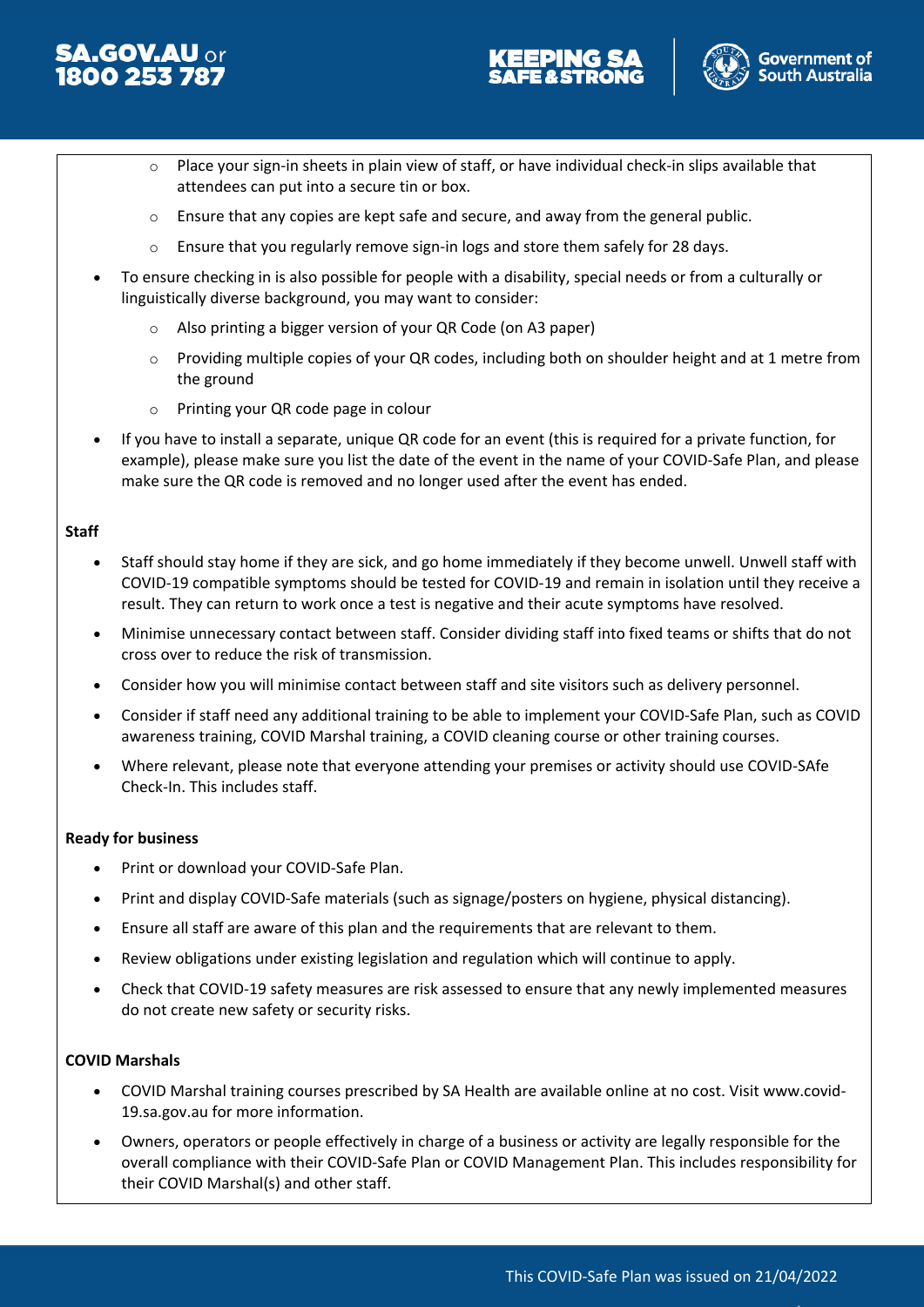- Place your sign-in sheets in plain view of staff, or have individual check-in slips available that attendees can put into a secure tin or box.
  - Ensure that any copies are kept safe and secure, and away from the general public.
  - Ensure that you regularly remove sign-in logs and store them safely for 28 days.
- To ensure checking in is also possible for people with a disability, special needs or from a culturally or linguistically diverse background, you may want to consider:
  - Also printing a bigger version of your QR Code (on A3 paper)
  - Providing multiple copies of your QR codes, including both on shoulder height and at 1 metre from the ground
  - Printing your QR code page in colour
- If you have to install a separate, unique QR code for an event (this is required for a private function, for example), please make sure you list the date of the event in the name of your COVID-Safe Plan, and please make sure the QR code is removed and no longer used after the event has ended.

**Staff**

- Staff should stay home if they are sick, and go home immediately if they become unwell. Unwell staff with COVID-19 compatible symptoms should be tested for COVID-19 and remain in isolation until they receive a result. They can return to work once a test is negative and their acute symptoms have resolved.
- Minimise unnecessary contact between staff. Consider dividing staff into fixed teams or shifts that do not cross over to reduce the risk of transmission.
- Consider how you will minimise contact between staff and site visitors such as delivery personnel.
- Consider if staff need any additional training to be able to implement your COVID-Safe Plan, such as COVID awareness training, COVID Marshal training, a COVID cleaning course or other training courses.
- Where relevant, please note that everyone attending your premises or activity should use COVID-SAfe Check-In. This includes staff.

**Ready for business**

- Print or download your COVID-Safe Plan.
- Print and display COVID-Safe materials (such as signage/posters on hygiene, physical distancing).
- Ensure all staff are aware of this plan and the requirements that are relevant to them.
- Review obligations under existing legislation and regulation which will continue to apply.
- Check that COVID-19 safety measures are risk assessed to ensure that any newly implemented measures do not create new safety or security risks.

**COVID Marshals**

- COVID Marshal training courses prescribed by SA Health are available online at no cost. Visit www.covid-19.sa.gov.au for more information.
- Owners, operators or people effectively in charge of a business or activity are legally responsible for the overall compliance with their COVID-Safe Plan or COVID Management Plan. This includes responsibility for their COVID Marshal(s) and other staff.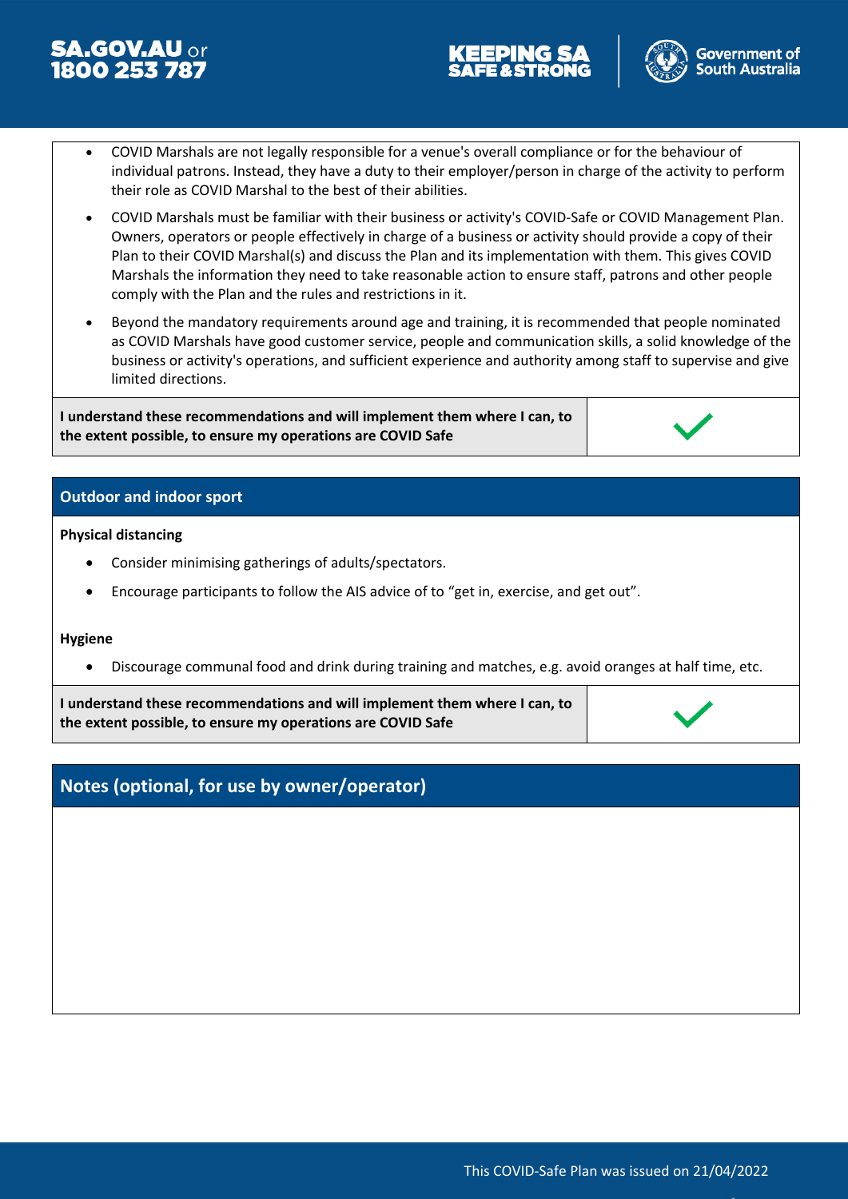- COVID Marshals are not legally responsible for a venue's overall compliance or for the behaviour of individual patrons. Instead, they have a duty to their employer/person in charge of the activity to perform their role as COVID Marshal to the best of their abilities.
- COVID Marshals must be familiar with their business or activity's COVID-Safe or COVID Management Plan. Owners, operators or people effectively in charge of a business or activity should provide a copy of their Plan to their COVID Marshal(s) and discuss the Plan and its implementation with them. This gives COVID Marshals the information they need to take reasonable action to ensure staff, patrons and other people comply with the Plan and the rules and restrictions in it.
- Beyond the mandatory requirements around age and training, it is recommended that people nominated as COVID Marshals have good customer service, people and communication skills, a solid knowledge of the business or activity's operations, and sufficient experience and authority among staff to supervise and give limited directions.

| | |
|---|---|
| **I understand these recommendations and will implement them where I can, to the extent possible, to ensure my operations are COVID Safe** | ✓ |

## Outdoor and indoor sport

**Physical distancing**

- Consider minimising gatherings of adults/spectators.
- Encourage participants to follow the AIS advice of to "get in, exercise, and get out".

**Hygiene**

- Discourage communal food and drink during training and matches, e.g. avoid oranges at half time, etc.

| | |
|---|---|
| **I understand these recommendations and will implement them where I can, to the extent possible, to ensure my operations are COVID Safe** | ✓ |

## Notes (optional, for use by owner/operator)

This COVID-Safe Plan was issued on 21/04/2022